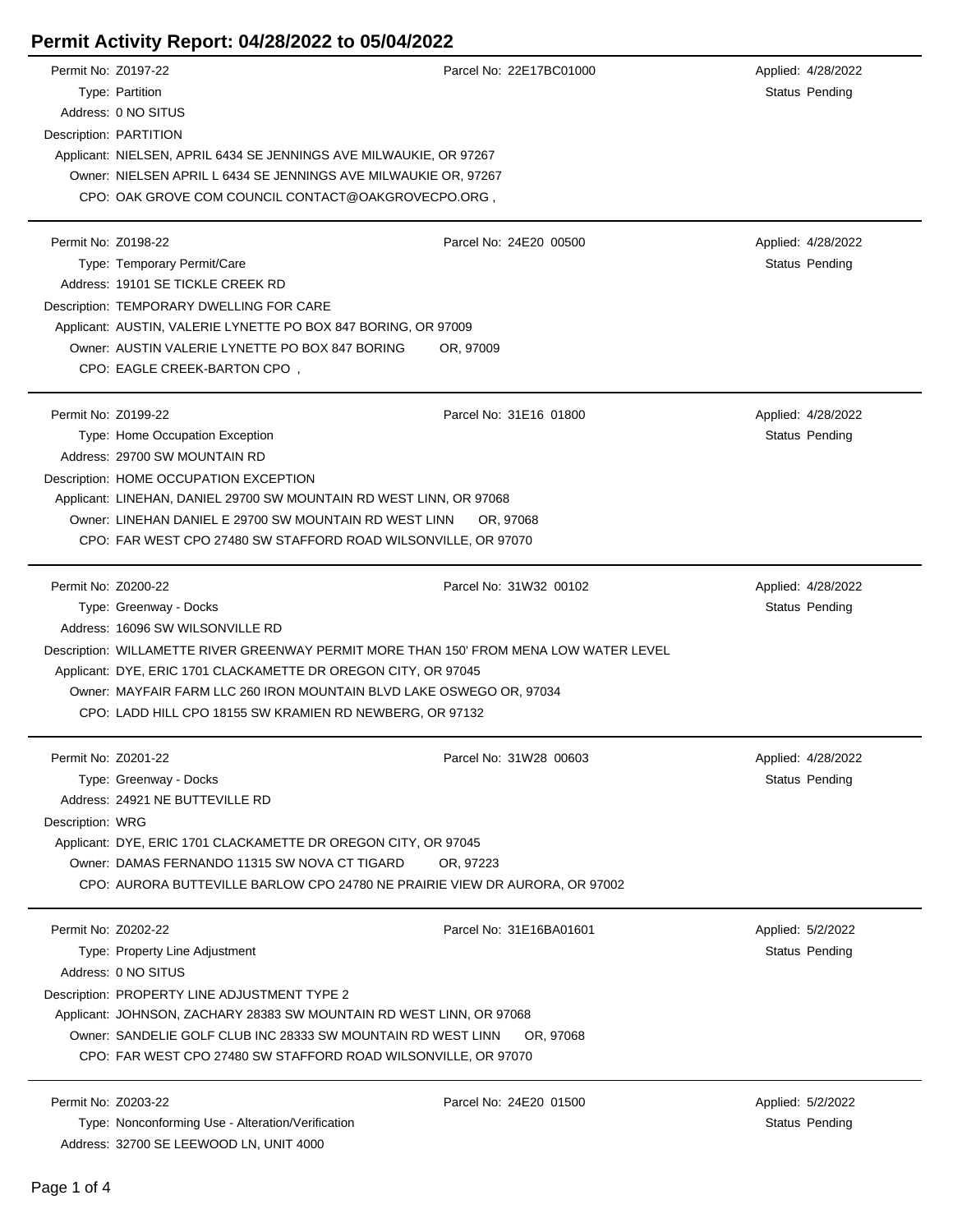# Permit Activity Report: 04/28/2022 to 05/04/2022

Permit No: Z0197-22 | Parcel No: 22E17BC01000 | Applied: 4/28/2022
Type: Partition | Status Pending
Address: 0 NO SITUS
Description: PARTITION
Applicant: NIELSEN, APRIL 6434 SE JENNINGS AVE MILWAUKIE, OR 97267
Owner: NIELSEN APRIL L 6434 SE JENNINGS AVE MILWAUKIE OR, 97267
CPO: OAK GROVE COM COUNCIL CONTACT@OAKGROVECPO.ORG ,

---

Permit No: Z0198-22 | Parcel No: 24E20 00500 | Applied: 4/28/2022
Type: Temporary Permit/Care | Status Pending
Address: 19101 SE TICKLE CREEK RD
Description: TEMPORARY DWELLING FOR CARE
Applicant: AUSTIN, VALERIE LYNETTE PO BOX 847 BORING, OR 97009
Owner: AUSTIN VALERIE LYNETTE PO BOX 847 BORING OR, 97009
CPO: EAGLE CREEK-BARTON CPO ,

---

Permit No: Z0199-22 | Parcel No: 31E16 01800 | Applied: 4/28/2022
Type: Home Occupation Exception | Status Pending
Address: 29700 SW MOUNTAIN RD
Description: HOME OCCUPATION EXCEPTION
Applicant: LINEHAN, DANIEL 29700 SW MOUNTAIN RD WEST LINN, OR 97068
Owner: LINEHAN DANIEL E 29700 SW MOUNTAIN RD WEST LINN OR, 97068
CPO: FAR WEST CPO 27480 SW STAFFORD ROAD WILSONVILLE, OR 97070

---

Permit No: Z0200-22 | Parcel No: 31W32 00102 | Applied: 4/28/2022
Type: Greenway - Docks | Status Pending
Address: 16096 SW WILSONVILLE RD
Description: WILLAMETTE RIVER GREENWAY PERMIT MORE THAN 150' FROM MENA LOW WATER LEVEL
Applicant: DYE, ERIC 1701 CLACKAMETTE DR OREGON CITY, OR 97045
Owner: MAYFAIR FARM LLC 260 IRON MOUNTAIN BLVD LAKE OSWEGO OR, 97034
CPO: LADD HILL CPO 18155 SW KRAMIEN RD NEWBERG, OR 97132

---

Permit No: Z0201-22 | Parcel No: 31W28 00603 | Applied: 4/28/2022
Type: Greenway - Docks | Status Pending
Address: 24921 NE BUTTEVILLE RD
Description: WRG
Applicant: DYE, ERIC 1701 CLACKAMETTE DR OREGON CITY, OR 97045
Owner: DAMAS FERNANDO 11315 SW NOVA CT TIGARD OR, 97223
CPO: AURORA BUTTEVILLE BARLOW CPO 24780 NE PRAIRIE VIEW DR AURORA, OR 97002

---

Permit No: Z0202-22 | Parcel No: 31E16BA01601 | Applied: 5/2/2022
Type: Property Line Adjustment | Status Pending
Address: 0 NO SITUS
Description: PROPERTY LINE ADJUSTMENT TYPE 2
Applicant: JOHNSON, ZACHARY 28383 SW MOUNTAIN RD WEST LINN, OR 97068
Owner: SANDELIE GOLF CLUB INC 28333 SW MOUNTAIN RD WEST LINN OR, 97068
CPO: FAR WEST CPO 27480 SW STAFFORD ROAD WILSONVILLE, OR 97070

---

Permit No: Z0203-22 | Parcel No: 24E20 01500 | Applied: 5/2/2022
Type: Nonconforming Use - Alteration/Verification | Status Pending
Address: 32700 SE LEEWOOD LN, UNIT 4000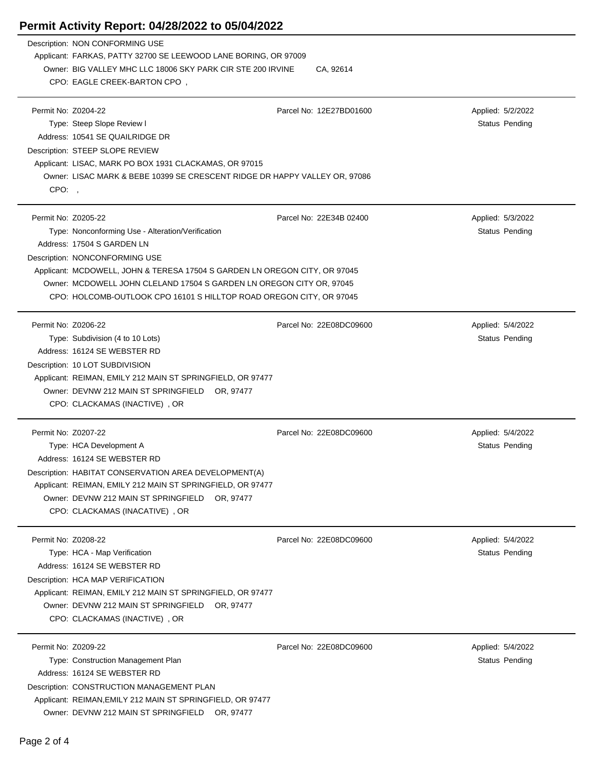# Permit Activity Report: 04/28/2022 to 05/04/2022

Description: NON CONFORMING USE
Applicant: FARKAS, PATTY 32700 SE LEEWOOD LANE BORING, OR 97009
Owner: BIG VALLEY MHC LLC 18006 SKY PARK CIR STE 200 IRVINE CA, 92614
CPO: EAGLE CREEK-BARTON CPO ,

---

Permit No: Z0204-22 | Parcel No: 12E27BD01600 | Applied: 5/2/2022
Type: Steep Slope Review I | Status Pending
Address: 10541 SE QUAILRIDGE DR
Description: STEEP SLOPE REVIEW
Applicant: LISAC, MARK PO BOX 1931 CLACKAMAS, OR 97015
Owner: LISAC MARK & BEBE 10399 SE CRESCENT RIDGE DR HAPPY VALLEY OR, 97086
CPO: ,

---

Permit No: Z0205-22 | Parcel No: 22E34B 02400 | Applied: 5/3/2022
Type: Nonconforming Use - Alteration/Verification | Status Pending
Address: 17504 S GARDEN LN
Description: NONCONFORMING USE
Applicant: MCDOWELL, JOHN & TERESA 17504 S GARDEN LN OREGON CITY, OR 97045
Owner: MCDOWELL JOHN CLELAND 17504 S GARDEN LN OREGON CITY OR, 97045
CPO: HOLCOMB-OUTLOOK CPO 16101 S HILLTOP ROAD OREGON CITY, OR 97045

---

Permit No: Z0206-22 | Parcel No: 22E08DC09600 | Applied: 5/4/2022
Type: Subdivision (4 to 10 Lots) | Status Pending
Address: 16124 SE WEBSTER RD
Description: 10 LOT SUBDIVISION
Applicant: REIMAN, EMILY 212 MAIN ST SPRINGFIELD, OR 97477
Owner: DEVNW 212 MAIN ST SPRINGFIELD OR, 97477
CPO: CLACKAMAS (INACTIVE) , OR

---

Permit No: Z0207-22 | Parcel No: 22E08DC09600 | Applied: 5/4/2022
Type: HCA Development A | Status Pending
Address: 16124 SE WEBSTER RD
Description: HABITAT CONSERVATION AREA DEVELOPMENT(A)
Applicant: REIMAN, EMILY 212 MAIN ST SPRINGFIELD, OR 97477
Owner: DEVNW 212 MAIN ST SPRINGFIELD OR, 97477
CPO: CLACKAMAS (INACATIVE) , OR

---

Permit No: Z0208-22 | Parcel No: 22E08DC09600 | Applied: 5/4/2022
Type: HCA - Map Verification | Status Pending
Address: 16124 SE WEBSTER RD
Description: HCA MAP VERIFICATION
Applicant: REIMAN, EMILY 212 MAIN ST SPRINGFIELD, OR 97477
Owner: DEVNW 212 MAIN ST SPRINGFIELD OR, 97477
CPO: CLACKAMAS (INACTIVE) , OR

---

Permit No: Z0209-22 | Parcel No: 22E08DC09600 | Applied: 5/4/2022
Type: Construction Management Plan | Status Pending
Address: 16124 SE WEBSTER RD
Description: CONSTRUCTION MANAGEMENT PLAN
Applicant: REIMAN,EMILY 212 MAIN ST SPRINGFIELD, OR 97477
Owner: DEVNW 212 MAIN ST SPRINGFIELD OR, 97477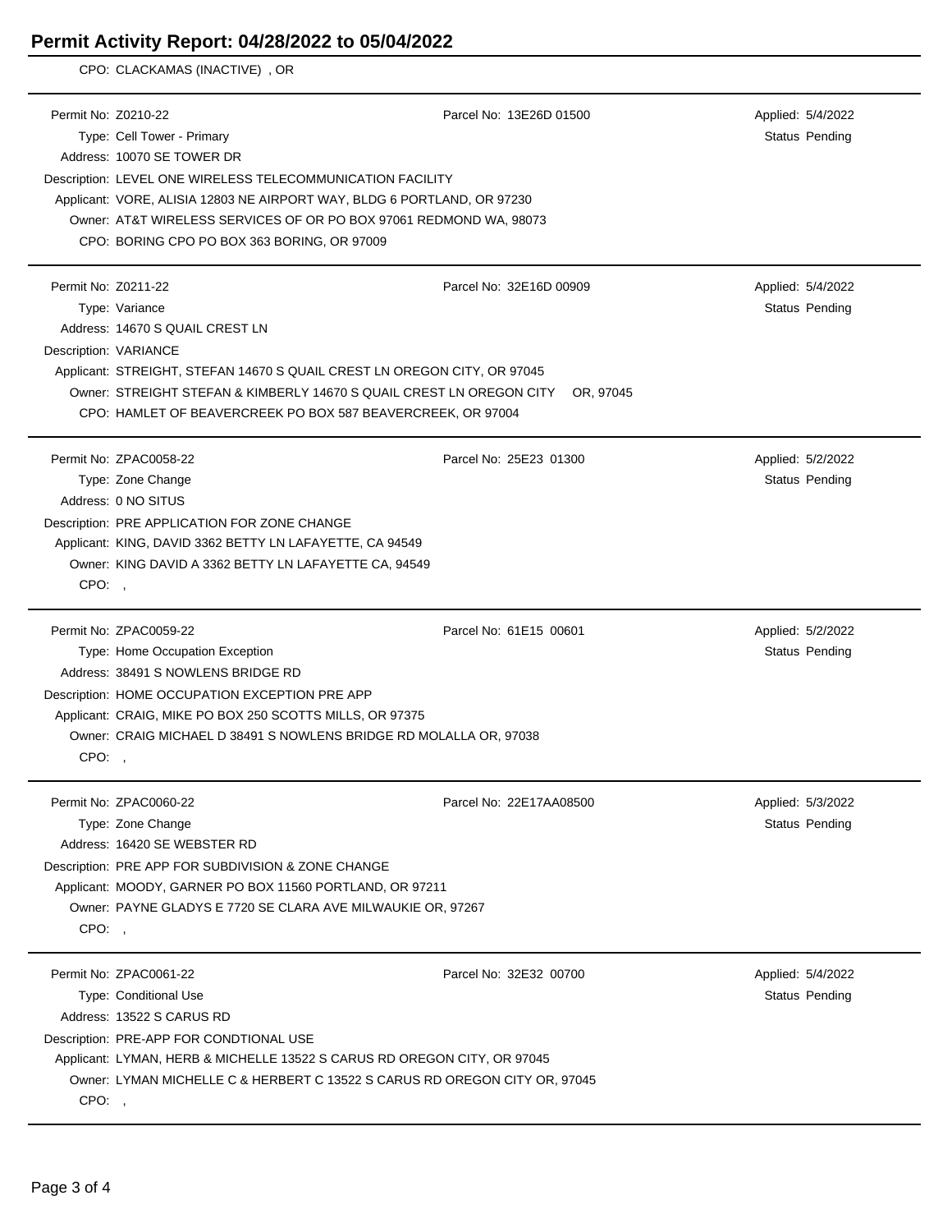# Permit Activity Report: 04/28/2022 to 05/04/2022

CPO: CLACKAMAS (INACTIVE) , OR

---

Permit No: Z0210-22
Parcel No: 13E26D 01500
Applied: 5/4/2022
Type: Cell Tower - Primary
Status Pending
Address: 10070 SE TOWER DR
Description: LEVEL ONE WIRELESS TELECOMMUNICATION FACILITY
Applicant: VORE, ALISIA 12803 NE AIRPORT WAY, BLDG 6 PORTLAND, OR 97230
Owner: AT&T WIRELESS SERVICES OF OR PO BOX 97061 REDMOND WA, 98073
CPO: BORING CPO PO BOX 363 BORING, OR 97009

---

Permit No: Z0211-22
Parcel No: 32E16D 00909
Applied: 5/4/2022
Type: Variance
Status Pending
Address: 14670 S QUAIL CREST LN
Description: VARIANCE
Applicant: STRAIGHT, STEFAN 14670 S QUAIL CREST LN OREGON CITY, OR 97045
Owner: STRAIGHT STEFAN & KIMBERLY 14670 S QUAIL CREST LN OREGON CITY OR, 97045
CPO: HAMLET OF BEAVERCREEK PO BOX 587 BEAVERCREEK, OR 97004

---

Permit No: ZPAC0058-22
Parcel No: 25E23 01300
Applied: 5/2/2022
Type: Zone Change
Status Pending
Address: 0 NO SITUS
Description: PRE APPLICATION FOR ZONE CHANGE
Applicant: KING, DAVID 3362 BETTY LN LAFAYETTE, CA 94549
Owner: KING DAVID A 3362 BETTY LN LAFAYETTE CA, 94549
CPO: ,

---

Permit No: ZPAC0059-22
Parcel No: 61E15 00601
Applied: 5/2/2022
Type: Home Occupation Exception
Status Pending
Address: 38491 S NOWLENS BRIDGE RD
Description: HOME OCCUPATION EXCEPTION PRE APP
Applicant: CRAIG, MIKE PO BOX 250 SCOTTS MILLS, OR 97375
Owner: CRAIG MICHAEL D 38491 S NOWLENS BRIDGE RD MOLALLA OR, 97038
CPO: ,

---

Permit No: ZPAC0060-22
Parcel No: 22E17AA08500
Applied: 5/3/2022
Type: Zone Change
Status Pending
Address: 16420 SE WEBSTER RD
Description: PRE APP FOR SUBDIVISION & ZONE CHANGE
Applicant: MOODY, GARNER PO BOX 11560 PORTLAND, OR 97211
Owner: PAYNE GLADYS E 7720 SE CLARA AVE MILWAUKIE OR, 97267
CPO: ,

---

Permit No: ZPAC0061-22
Parcel No: 32E32 00700
Applied: 5/4/2022
Type: Conditional Use
Status Pending
Address: 13522 S CARUS RD
Description: PRE-APP FOR CONDTIONAL USE
Applicant: LYMAN, HERB & MICHELLE 13522 S CARUS RD OREGON CITY, OR 97045
Owner: LYMAN MICHELLE C & HERBERT C 13522 S CARUS RD OREGON CITY OR, 97045
CPO: ,